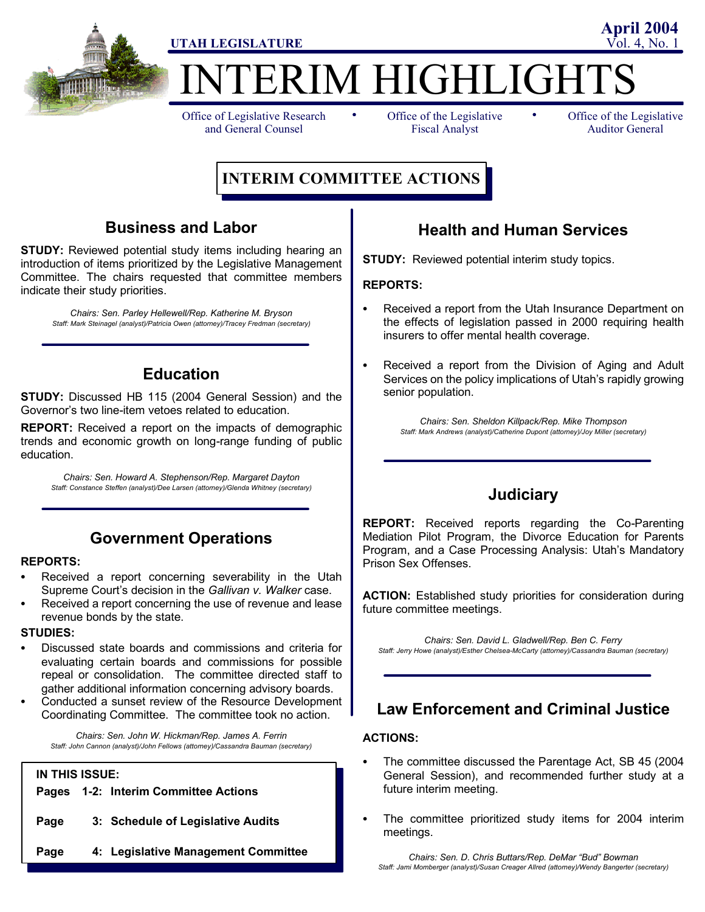UTAH LEGISLATURE

April 2004
Vol. 4, No. 1

# INTERIM HIGHLIGHTS

Office of Legislative Research and General Counsel • Office of the Legislative Fiscal Analyst • Office of the Legislative Auditor General

## INTERIM COMMITTEE ACTIONS

### Business and Labor

**STUDY:** Reviewed potential study items including hearing an introduction of items prioritized by the Legislative Management Committee. The chairs requested that committee members indicate their study priorities.

*Chairs: Sen. Parley Hellewell/Rep. Katherine M. Bryson*
*Staff: Mark Steinagel (analyst)/Patricia Owen (attorney)/Tracey Fredman (secretary)*

### Education

**STUDY:** Discussed HB 115 (2004 General Session) and the Governor's two line-item vetoes related to education.

**REPORT:** Received a report on the impacts of demographic trends and economic growth on long-range funding of public education.

*Chairs: Sen. Howard A. Stephenson/Rep. Margaret Dayton*
*Staff: Constance Steffen (analyst)/Dee Larsen (attorney)/Glenda Whitney (secretary)*

### Government Operations

**REPORTS:**

- Received a report concerning severability in the Utah Supreme Court's decision in the *Gallivan v. Walker* case.
- Received a report concerning the use of revenue and lease revenue bonds by the state.

**STUDIES:**

- Discussed state boards and commissions and criteria for evaluating certain boards and commissions for possible repeal or consolidation. The committee directed staff to gather additional information concerning advisory boards.
- Conducted a sunset review of the Resource Development Coordinating Committee. The committee took no action.

*Chairs: Sen. John W. Hickman/Rep. James A. Ferrin*
*Staff: John Cannon (analyst)/John Fellows (attorney)/Cassandra Bauman (secretary)*

**IN THIS ISSUE:**

**Pages 1-2: Interim Committee Actions**

**Page 3: Schedule of Legislative Audits**

**Page 4: Legislative Management Committee**

### Health and Human Services

**STUDY:** Reviewed potential interim study topics.

**REPORTS:**

- Received a report from the Utah Insurance Department on the effects of legislation passed in 2000 requiring health insurers to offer mental health coverage.
- Received a report from the Division of Aging and Adult Services on the policy implications of Utah's rapidly growing senior population.

*Chairs: Sen. Sheldon Killpack/Rep. Mike Thompson*
*Staff: Mark Andrews (analyst)/Catherine Dupont (attorney)/Joy Miller (secretary)*

### Judiciary

**REPORT:** Received reports regarding the Co-Parenting Mediation Pilot Program, the Divorce Education for Parents Program, and a Case Processing Analysis: Utah's Mandatory Prison Sex Offenses.

**ACTION:** Established study priorities for consideration during future committee meetings.

*Chairs: Sen. David L. Gladwell/Rep. Ben C. Ferry*
*Staff: Jerry Howe (analyst)/Esther Chelsea-McCarty (attorney)/Cassandra Bauman (secretary)*

### Law Enforcement and Criminal Justice

**ACTIONS:**

- The committee discussed the Parentage Act, SB 45 (2004 General Session), and recommended further study at a future interim meeting.
- The committee prioritized study items for 2004 interim meetings.

*Chairs: Sen. D. Chris Buttars/Rep. DeMar "Bud" Bowman*
*Staff: Jami Momberger (analyst)/Susan Creager Allred (attorney)/Wendy Bangerter (secretary)*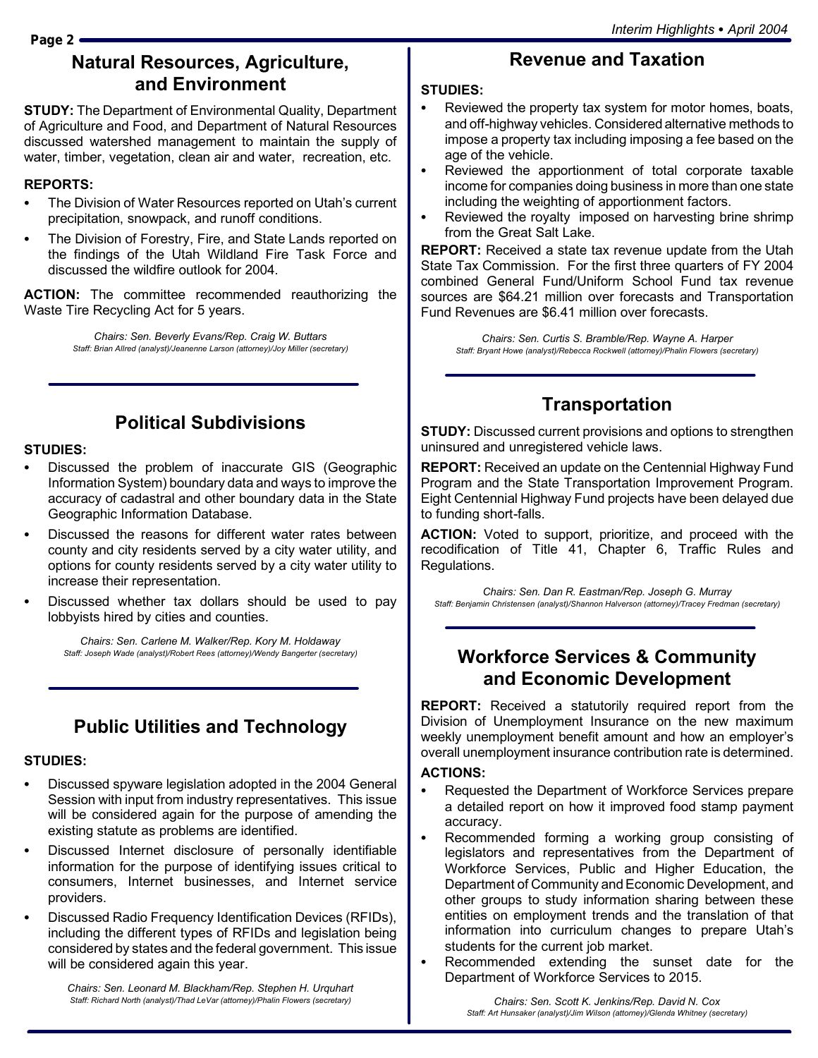## Natural Resources, Agriculture, and Environment

**STUDY:** The Department of Environmental Quality, Department of Agriculture and Food, and Department of Natural Resources discussed watershed management to maintain the supply of water, timber, vegetation, clean air and water, recreation, etc.

**REPORTS:**

- The Division of Water Resources reported on Utah's current precipitation, snowpack, and runoff conditions.
- The Division of Forestry, Fire, and State Lands reported on the findings of the Utah Wildland Fire Task Force and discussed the wildfire outlook for 2004.

**ACTION:** The committee recommended reauthorizing the Waste Tire Recycling Act for 5 years.

*Chairs: Sen. Beverly Evans/Rep. Craig W. Buttars*
*Staff: Brian Allred (analyst)/Jeanenne Larson (attorney)/Joy Miller (secretary)*

## Political Subdivisions

**STUDIES:**

- Discussed the problem of inaccurate GIS (Geographic Information System) boundary data and ways to improve the accuracy of cadastral and other boundary data in the State Geographic Information Database.
- Discussed the reasons for different water rates between county and city residents served by a city water utility, and options for county residents served by a city water utility to increase their representation.
- Discussed whether tax dollars should be used to pay lobbyists hired by cities and counties.

*Chairs: Sen. Carlene M. Walker/Rep. Kory M. Holdaway*
*Staff: Joseph Wade (analyst)/Robert Rees (attorney)/Wendy Bangerter (secretary)*

## Public Utilities and Technology

**STUDIES:**

- Discussed spyware legislation adopted in the 2004 General Session with input from industry representatives. This issue will be considered again for the purpose of amending the existing statute as problems are identified.
- Discussed Internet disclosure of personally identifiable information for the purpose of identifying issues critical to consumers, Internet businesses, and Internet service providers.
- Discussed Radio Frequency Identification Devices (RFIDs), including the different types of RFIDs and legislation being considered by states and the federal government. This issue will be considered again this year.

*Chairs: Sen. Leonard M. Blackham/Rep. Stephen H. Urquhart*
*Staff: Richard North (analyst)/Thad LeVar (attorney)/Phalin Flowers (secretary)*

## Revenue and Taxation

**STUDIES:**

- Reviewed the property tax system for motor homes, boats, and off-highway vehicles. Considered alternative methods to impose a property tax including imposing a fee based on the age of the vehicle.
- Reviewed the apportionment of total corporate taxable income for companies doing business in more than one state including the weighting of apportionment factors.
- Reviewed the royalty imposed on harvesting brine shrimp from the Great Salt Lake.

**REPORT:** Received a state tax revenue update from the Utah State Tax Commission. For the first three quarters of FY 2004 combined General Fund/Uniform School Fund tax revenue sources are $64.21 million over forecasts and Transportation Fund Revenues are $6.41 million over forecasts.

*Chairs: Sen. Curtis S. Bramble/Rep. Wayne A. Harper*
*Staff: Bryant Howe (analyst)/Rebecca Rockwell (attorney)/Phalin Flowers (secretary)*

## Transportation

**STUDY:** Discussed current provisions and options to strengthen uninsured and unregistered vehicle laws.

**REPORT:** Received an update on the Centennial Highway Fund Program and the State Transportation Improvement Program. Eight Centennial Highway Fund projects have been delayed due to funding short-falls.

**ACTION:** Voted to support, prioritize, and proceed with the recodification of Title 41, Chapter 6, Traffic Rules and Regulations.

*Chairs: Sen. Dan R. Eastman/Rep. Joseph G. Murray*
*Staff: Benjamin Christensen (analyst)/Shannon Halverson (attorney)/Tracey Fredman (secretary)*

## Workforce Services & Community and Economic Development

**REPORT:** Received a statutorily required report from the Division of Unemployment Insurance on the new maximum weekly unemployment benefit amount and how an employer's overall unemployment insurance contribution rate is determined.

**ACTIONS:**

- Requested the Department of Workforce Services prepare a detailed report on how it improved food stamp payment accuracy.
- Recommended forming a working group consisting of legislators and representatives from the Department of Workforce Services, Public and Higher Education, the Department of Community and Economic Development, and other groups to study information sharing between these entities on employment trends and the translation of that information into curriculum changes to prepare Utah's students for the current job market.
- Recommended extending the sunset date for the Department of Workforce Services to 2015.

*Chairs: Sen. Scott K. Jenkins/Rep. David N. Cox*
*Staff: Art Hunsaker (analyst)/Jim Wilson (attorney)/Glenda Whitney (secretary)*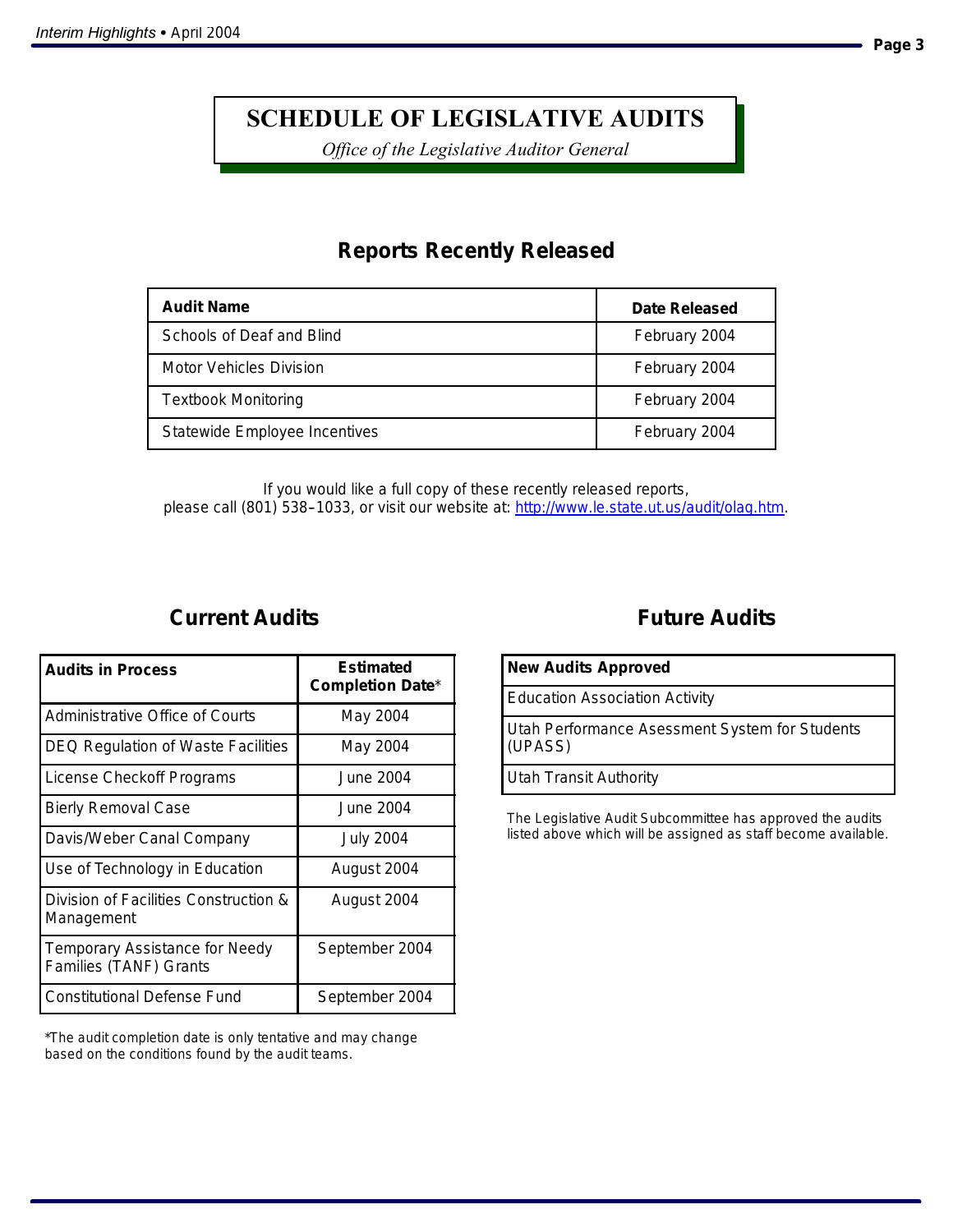# SCHEDULE OF LEGISLATIVE AUDITS

*Office of the Legislative Auditor General*

## Reports Recently Released

| Audit Name | Date Released |
|---|---|
| Schools of Deaf and Blind | February 2004 |
| Motor Vehicles Division | February 2004 |
| Textbook Monitoring | February 2004 |
| Statewide Employee Incentives | February 2004 |

If you would like a full copy of these recently released reports, please call (801) 538–1033, or visit our website at: http://www.le.state.ut.us/audit/olag.htm.

## Current Audits

| Audits in Process | Estimated Completion Date* |
|---|---|
| Administrative Office of Courts | May 2004 |
| DEQ Regulation of Waste Facilities | May 2004 |
| License Checkoff Programs | June 2004 |
| Bierly Removal Case | June 2004 |
| Davis/Weber Canal Company | July 2004 |
| Use of Technology in Education | August 2004 |
| Division of Facilities Construction & Management | August 2004 |
| Temporary Assistance for Needy Families (TANF) Grants | September 2004 |
| Constitutional Defense Fund | September 2004 |

*The audit completion date is only tentative and may change based on the conditions found by the audit teams.

## Future Audits

| New Audits Approved |
|---|
| Education Association Activity |
| Utah Performance Asessment System for Students (UPASS) |
| Utah Transit Authority |

The Legislative Audit Subcommittee has approved the audits listed above which will be assigned as staff become available.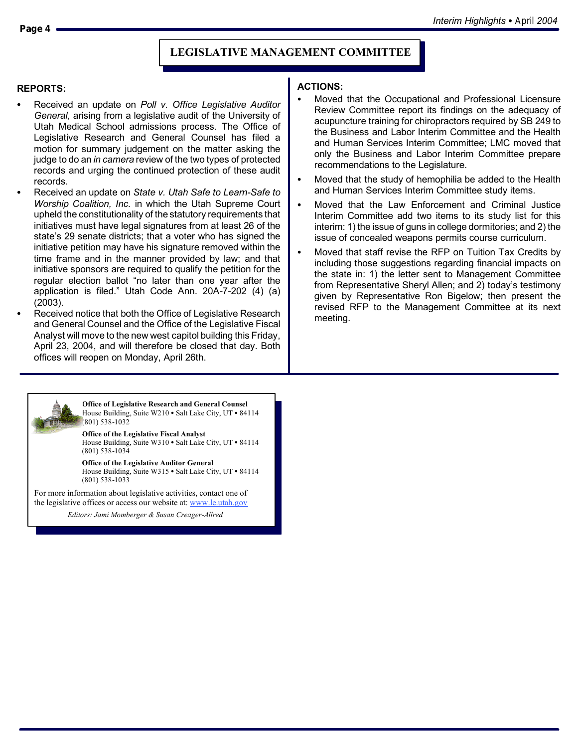## LEGISLATIVE MANAGEMENT COMMITTEE

**REPORTS:**

- Received an update on *Poll v. Office Legislative Auditor General*, arising from a legislative audit of the University of Utah Medical School admissions process. The Office of Legislative Research and General Counsel has filed a motion for summary judgement on the matter asking the judge to do an *in camera* review of the two types of protected records and urging the continued protection of these audit records.
- Received an update on *State v. Utah Safe to Learn-Safe to Worship Coalition, Inc.* in which the Utah Supreme Court upheld the constitutionality of the statutory requirements that initiatives must have legal signatures from at least 26 of the state's 29 senate districts; that a voter who has signed the initiative petition may have his signature removed within the time frame and in the manner provided by law; and that initiative sponsors are required to qualify the petition for the regular election ballot "no later than one year after the application is filed." Utah Code Ann. 20A-7-202 (4) (a) (2003).
- Received notice that both the Office of Legislative Research and General Counsel and the Office of the Legislative Fiscal Analyst will move to the new west capitol building this Friday, April 23, 2004, and will therefore be closed that day. Both offices will reopen on Monday, April 26th.

**ACTIONS:**

- Moved that the Occupational and Professional Licensure Review Committee report its findings on the adequacy of acupuncture training for chiropractors required by SB 249 to the Business and Labor Interim Committee and the Health and Human Services Interim Committee; LMC moved that only the Business and Labor Interim Committee prepare recommendations to the Legislature.
- Moved that the study of hemophilia be added to the Health and Human Services Interim Committee study items.
- Moved that the Law Enforcement and Criminal Justice Interim Committee add two items to its study list for this interim: 1) the issue of guns in college dormitories; and 2) the issue of concealed weapons permits course curriculum.
- Moved that staff revise the RFP on Tuition Tax Credits by including those suggestions regarding financial impacts on the state in: 1) the letter sent to Management Committee from Representative Sheryl Allen; and 2) today's testimony given by Representative Ron Bigelow; then present the revised RFP to the Management Committee at its next meeting.

---

**Office of Legislative Research and General Counsel**
House Building, Suite W210 • Salt Lake City, UT • 84114
(801) 538-1032

**Office of the Legislative Fiscal Analyst**
House Building, Suite W310 • Salt Lake City, UT • 84114
(801) 538-1034

**Office of the Legislative Auditor General**
House Building, Suite W315 • Salt Lake City, UT • 84114
(801) 538-1033

For more information about legislative activities, contact one of the legislative offices or access our website at: www.le.utah.gov

*Editors: Jami Momberger & Susan Creager-Allred*